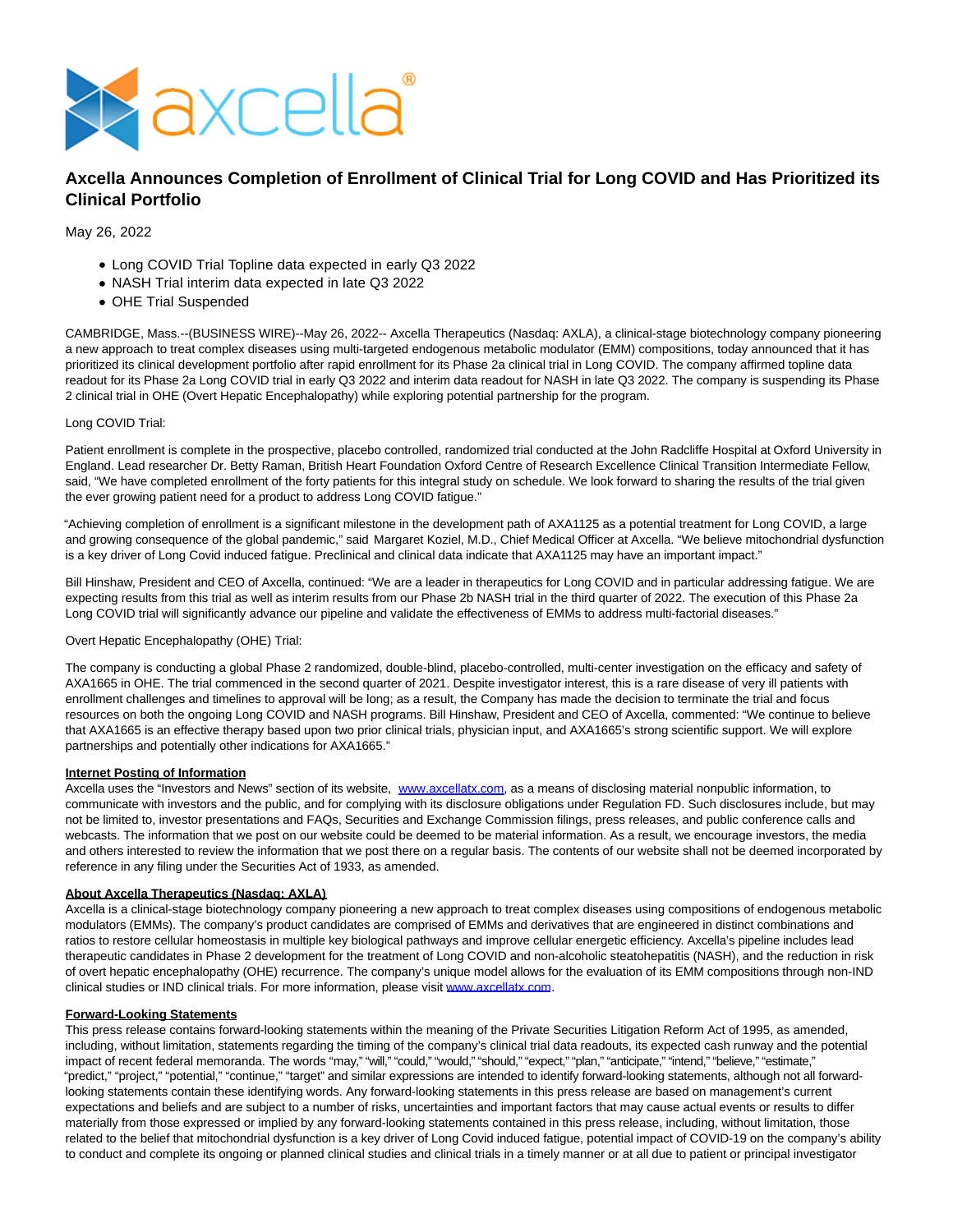# Axcella Announces Completion of Enrollment of Clinical Trial for Long COVID and Has Prioritized its Clinical Portfolio

May 26, 2022

- Long COVID Trial Topline data expected in early Q3 2022
- NASH Trial interim data expected in late Q3 2022
- OHE Trial Suspended

CAMBRIDGE, Mass.--(BUSINESS WIRE)--May 26, 2022-- Axcella Therapeutics (Nasdaq: AXLA), a clinical-stage biotechnology company pioneering a new approach to treat complex diseases using multi-targeted endogenous metabolic modulator (EMM) compositions, today announced that it has prioritized its clinical development portfolio after rapid enrollment for its Phase 2a clinical trial in Long COVID. The company affirmed topline data readout for its Phase 2a Long COVID trial in early Q3 2022 and interim data readout for NASH in late Q3 2022. The company is suspending its Phase 2 clinical trial in OHE (Overt Hepatic Encephalopathy) while exploring potential partnership for the program.

Long COVID Trial:

Patient enrollment is complete in the prospective, placebo controlled, randomized trial conducted at the John Radcliffe Hospital at Oxford University in England. Lead researcher Dr. Betty Raman, British Heart Foundation Oxford Centre of Research Excellence Clinical Transition Intermediate Fellow, said, "We have completed enrollment of the forty patients for this integral study on schedule. We look forward to sharing the results of the trial given the ever growing patient need for a product to address Long COVID fatigue."

"Achieving completion of enrollment is a significant milestone in the development path of AXA1125 as a potential treatment for Long COVID, a large and growing consequence of the global pandemic," said Margaret Koziel, M.D., Chief Medical Officer at Axcella. "We believe mitochondrial dysfunction is a key driver of Long Covid induced fatigue. Preclinical and clinical data indicate that AXA1125 may have an important impact."

Bill Hinshaw, President and CEO of Axcella, continued: "We are a leader in therapeutics for Long COVID and in particular addressing fatigue. We are expecting results from this trial as well as interim results from our Phase 2b NASH trial in the third quarter of 2022. The execution of this Phase 2a Long COVID trial will significantly advance our pipeline and validate the effectiveness of EMMs to address multi-factorial diseases."

Overt Hepatic Encephalopathy (OHE) Trial:

The company is conducting a global Phase 2 randomized, double-blind, placebo-controlled, multi-center investigation on the efficacy and safety of AXA1665 in OHE. The trial commenced in the second quarter of 2021. Despite investigator interest, this is a rare disease of very ill patients with enrollment challenges and timelines to approval will be long; as a result, the Company has made the decision to terminate the trial and focus resources on both the ongoing Long COVID and NASH programs. Bill Hinshaw, President and CEO of Axcella, commented: "We continue to believe that AXA1665 is an effective therapy based upon two prior clinical trials, physician input, and AXA1665's strong scientific support. We will explore partnerships and potentially other indications for AXA1665."

**Internet Posting of Information**

Axcella uses the "Investors and News" section of its website, www.axcellatx.com, as a means of disclosing material nonpublic information, to communicate with investors and the public, and for complying with its disclosure obligations under Regulation FD. Such disclosures include, but may not be limited to, investor presentations and FAQs, Securities and Exchange Commission filings, press releases, and public conference calls and webcasts. The information that we post on our website could be deemed to be material information. As a result, we encourage investors, the media and others interested to review the information that we post there on a regular basis. The contents of our website shall not be deemed incorporated by reference in any filing under the Securities Act of 1933, as amended.

**About Axcella Therapeutics (Nasdaq: AXLA)**

Axcella is a clinical-stage biotechnology company pioneering a new approach to treat complex diseases using compositions of endogenous metabolic modulators (EMMs). The company's product candidates are comprised of EMMs and derivatives that are engineered in distinct combinations and ratios to restore cellular homeostasis in multiple key biological pathways and improve cellular energetic efficiency. Axcella's pipeline includes lead therapeutic candidates in Phase 2 development for the treatment of Long COVID and non-alcoholic steatohepatitis (NASH), and the reduction in risk of overt hepatic encephalopathy (OHE) recurrence. The company's unique model allows for the evaluation of its EMM compositions through non-IND clinical studies or IND clinical trials. For more information, please visit www.axcellatx.com.

**Forward-Looking Statements**

This press release contains forward-looking statements within the meaning of the Private Securities Litigation Reform Act of 1995, as amended, including, without limitation, statements regarding the timing of the company's clinical trial data readouts, its expected cash runway and the potential impact of recent federal memoranda. The words "may," "will," "could," "would," "should," "expect," "plan," "anticipate," "intend," "believe," "estimate," "predict," "project," "potential," "continue," "target" and similar expressions are intended to identify forward-looking statements, although not all forward-looking statements contain these identifying words. Any forward-looking statements in this press release are based on management's current expectations and beliefs and are subject to a number of risks, uncertainties and important factors that may cause actual events or results to differ materially from those expressed or implied by any forward-looking statements contained in this press release, including, without limitation, those related to the belief that mitochondrial dysfunction is a key driver of Long Covid induced fatigue, potential impact of COVID-19 on the company's ability to conduct and complete its ongoing or planned clinical studies and clinical trials in a timely manner or at all due to patient or principal investigator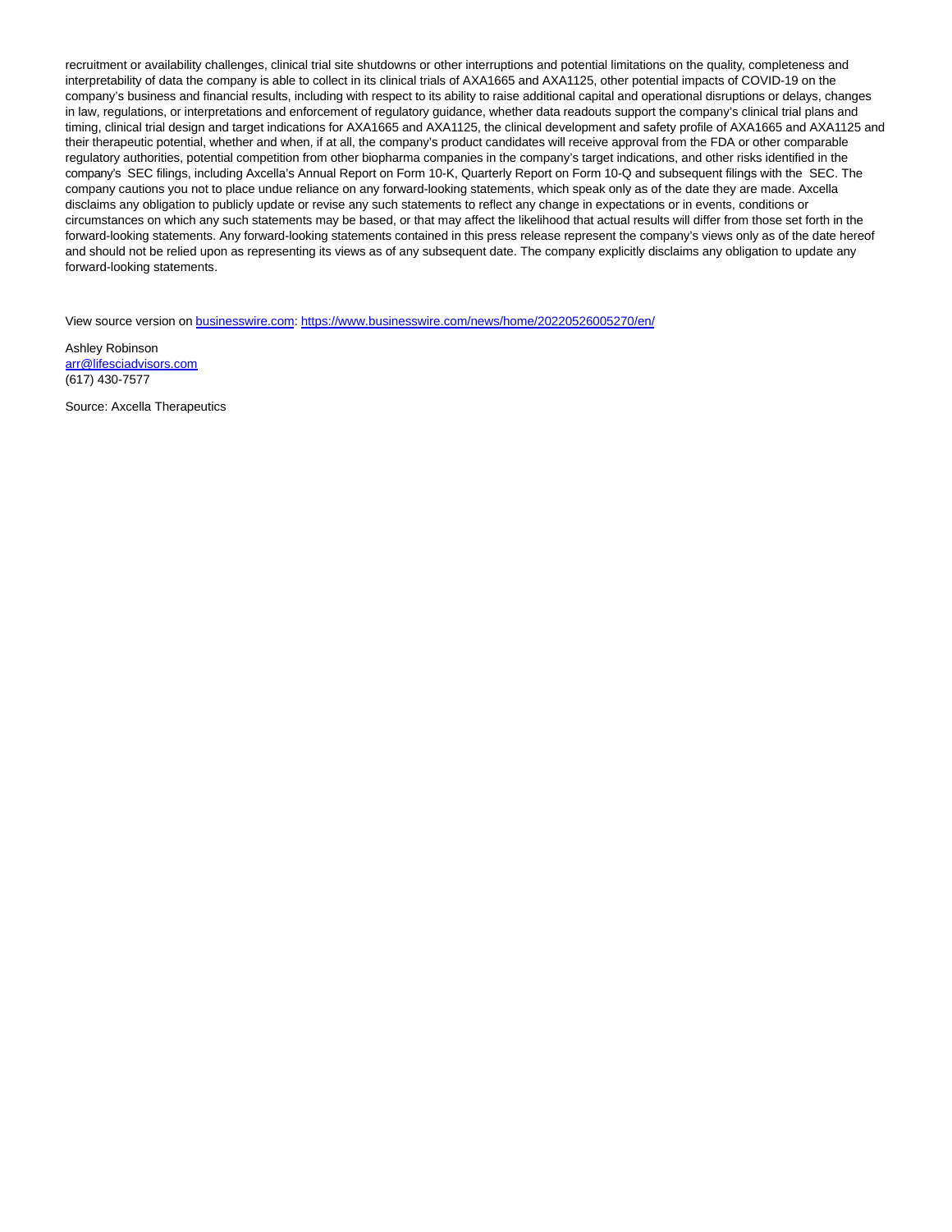recruitment or availability challenges, clinical trial site shutdowns or other interruptions and potential limitations on the quality, completeness and interpretability of data the company is able to collect in its clinical trials of AXA1665 and AXA1125, other potential impacts of COVID-19 on the company's business and financial results, including with respect to its ability to raise additional capital and operational disruptions or delays, changes in law, regulations, or interpretations and enforcement of regulatory guidance, whether data readouts support the company's clinical trial plans and timing, clinical trial design and target indications for AXA1665 and AXA1125, the clinical development and safety profile of AXA1665 and AXA1125 and their therapeutic potential, whether and when, if at all, the company's product candidates will receive approval from the FDA or other comparable regulatory authorities, potential competition from other biopharma companies in the company's target indications, and other risks identified in the company's SEC filings, including Axcella's Annual Report on Form 10-K, Quarterly Report on Form 10-Q and subsequent filings with the SEC. The company cautions you not to place undue reliance on any forward-looking statements, which speak only as of the date they are made. Axcella disclaims any obligation to publicly update or revise any such statements to reflect any change in expectations or in events, conditions or circumstances on which any such statements may be based, or that may affect the likelihood that actual results will differ from those set forth in the forward-looking statements. Any forward-looking statements contained in this press release represent the company's views only as of the date hereof and should not be relied upon as representing its views as of any subsequent date. The company explicitly disclaims any obligation to update any forward-looking statements.

View source version on businesswire.com: https://www.businesswire.com/news/home/20220526005270/en/

Ashley Robinson
arr@lifesciadvisors.com
(617) 430-7577

Source: Axcella Therapeutics